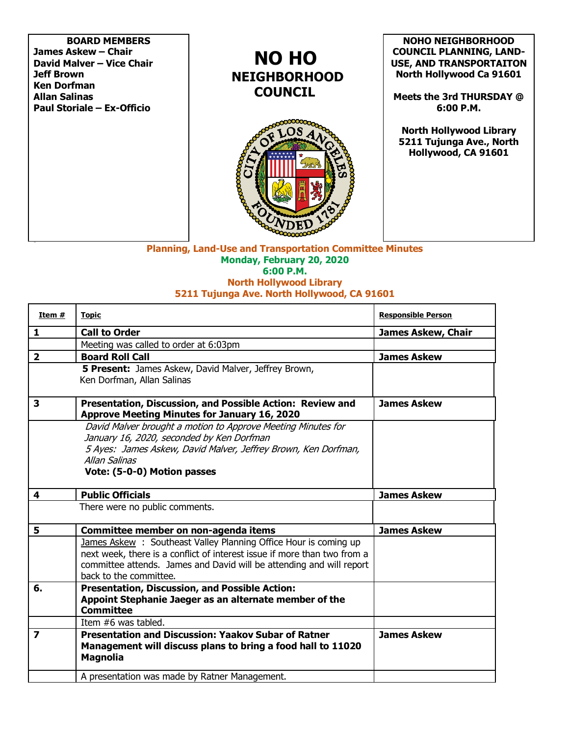**BOARD MEMBERS**
**James Askew – Chair**
**David Malver – Vice Chair**
**Jeff Brown**
**Ken Dorfman**
**Allan Salinas**
**Paul Storiale – Ex-Officio**

# NO HO NEIGHBORHOOD COUNCIL

**NOHO NEIGHBORHOOD COUNCIL PLANNING, LAND-USE, AND TRANSPORTAITON**
**North Hollywood Ca 91601**

**Meets the 3rd THURSDAY @ 6:00 P.M.**

**North Hollywood Library**
**5211 Tujunga Ave., North Hollywood, CA 91601**

**Planning, Land-Use and Transportation Committee Minutes**
**Monday, February 20, 2020**
**6:00 P.M.**
**North Hollywood Library**
**5211 Tujunga Ave. North Hollywood, CA 91601**

| Item # | Topic | Responsible Person |
|---|---|---|
| **1** | **Call to Order** | **James Askew, Chair** |
| | Meeting was called to order at 6:03pm | |
| **2** | **Board Roll Call** | **James Askew** |
| | **5 Present:** James Askew, David Malver, Jeffrey Brown, Ken Dorfman, Allan Salinas | |
| **3** | **Presentation, Discussion, and Possible Action: Review and Approve Meeting Minutes for January 16, 2020** | **James Askew** |
| | *David Malver brought a motion to Approve Meeting Minutes for January 16, 2020, seconded by Ken Dorfman* <br> *5 Ayes: James Askew, David Malver, Jeffrey Brown, Ken Dorfman, Allan Salinas* <br> **Vote: (5-0-0) Motion passes** | |
| **4** | **Public Officials** | **James Askew** |
| | There were no public comments. | |
| **5** | **Committee member on non-agenda items** | **James Askew** |
| | James Askew : Southeast Valley Planning Office Hour is coming up next week, there is a conflict of interest issue if more than two from a committee attends. James and David will be attending and will report back to the committee. | |
| **6.** | **Presentation, Discussion, and Possible Action: Appoint Stephanie Jaeger as an alternate member of the Committee** | |
| | Item #6 was tabled. | |
| **7** | **Presentation and Discussion: Yaakov Subar of Ratner Management will discuss plans to bring a food hall to 11020 Magnolia** | **James Askew** |
| | A presentation was made by Ratner Management. | |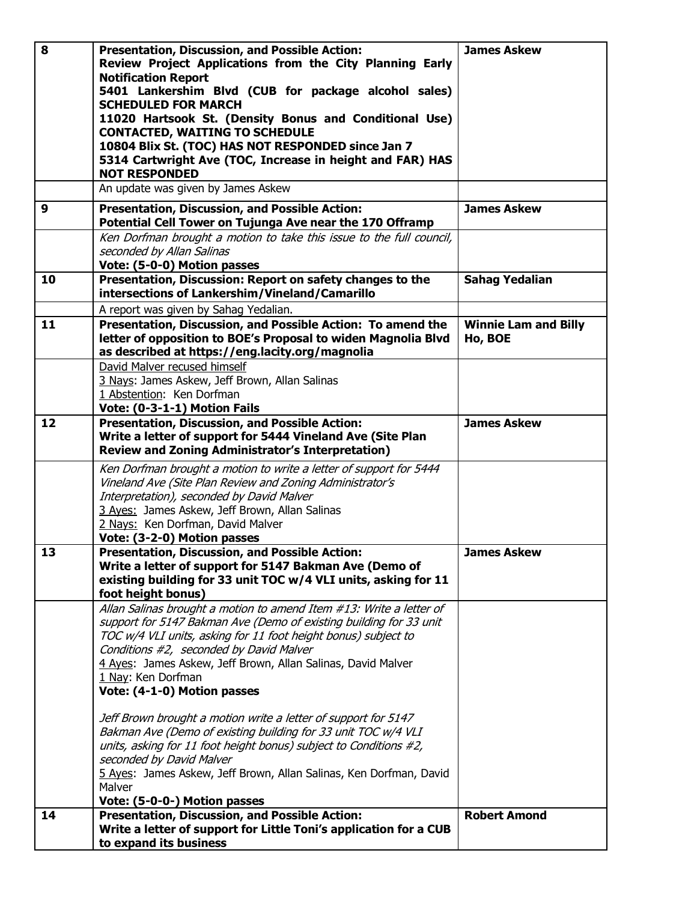| | | |
|---|---|---|
| **8** | **Presentation, Discussion, and Possible Action:**<br>**Review Project Applications from the City Planning Early Notification Report**<br>**5401 Lankershim Blvd (CUB for package alcohol sales) SCHEDULED FOR MARCH**<br>**11020 Hartsook St. (Density Bonus and Conditional Use) CONTACTED, WAITING TO SCHEDULE**<br>**10804 Blix St. (TOC) HAS NOT RESPONDED since Jan 7**<br>**5314 Cartwright Ave (TOC, Increase in height and FAR) HAS NOT RESPONDED** | **James Askew** |
| | An update was given by James Askew | |
| **9** | **Presentation, Discussion, and Possible Action:**<br>**Potential Cell Tower on Tujunga Ave near the 170 Offramp** | **James Askew** |
| | *Ken Dorfman brought a motion to take this issue to the full council, seconded by Allan Salinas*<br>**Vote: (5-0-0) Motion passes** | |
| **10** | **Presentation, Discussion: Report on safety changes to the intersections of Lankershim/Vineland/Camarillo** | **Sahag Yedalian** |
| | A report was given by Sahag Yedalian. | |
| **11** | **Presentation, Discussion, and Possible Action: To amend the letter of opposition to BOE's Proposal to widen Magnolia Blvd as described at https://eng.lacity.org/magnolia** | **Winnie Lam and Billy Ho, BOE** |
| | <u>David Malver recused himself</u><br><u>3 Nays</u>: James Askew, Jeff Brown, Allan Salinas<br><u>1 Abstention</u>: Ken Dorfman<br>**Vote: (0-3-1-1) Motion Fails** | |
| **12** | **Presentation, Discussion, and Possible Action:**<br>**Write a letter of support for 5444 Vineland Ave (Site Plan Review and Zoning Administrator's Interpretation)** | **James Askew** |
| | *Ken Dorfman brought a motion to write a letter of support for 5444 Vineland Ave (Site Plan Review and Zoning Administrator's Interpretation), seconded by David Malver*<br><u>3 Ayes:</u> James Askew, Jeff Brown, Allan Salinas<br><u>2 Nays:</u> Ken Dorfman, David Malver<br>**Vote: (3-2-0) Motion passes** | |
| **13** | **Presentation, Discussion, and Possible Action:**<br>**Write a letter of support for 5147 Bakman Ave (Demo of existing building for 33 unit TOC w/4 VLI units, asking for 11 foot height bonus)** | **James Askew** |
| | *Allan Salinas brought a motion to amend Item #13: Write a letter of support for 5147 Bakman Ave (Demo of existing building for 33 unit TOC w/4 VLI units, asking for 11 foot height bonus) subject to Conditions #2, seconded by David Malver*<br><u>4 Ayes</u>: James Askew, Jeff Brown, Allan Salinas, David Malver<br><u>1 Nay</u>: Ken Dorfman<br>**Vote: (4-1-0) Motion passes**<br><br>*Jeff Brown brought a motion write a letter of support for 5147 Bakman Ave (Demo of existing building for 33 unit TOC w/4 VLI units, asking for 11 foot height bonus) subject to Conditions #2, seconded by David Malver*<br><u>5 Ayes</u>: James Askew, Jeff Brown, Allan Salinas, Ken Dorfman, David Malver<br>**Vote: (5-0-0-) Motion passes** | |
| **14** | **Presentation, Discussion, and Possible Action:**<br>**Write a letter of support for Little Toni's application for a CUB to expand its business** | **Robert Amond** |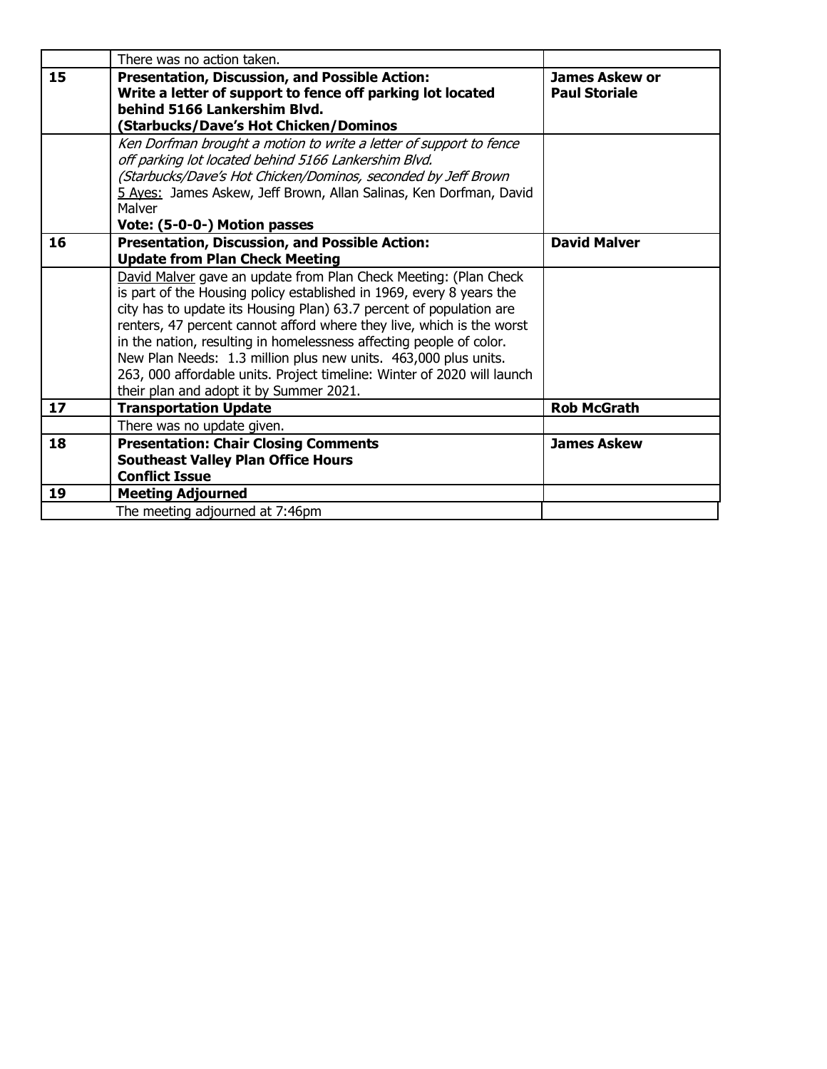| | | |
|---|---|---|
| | There was no action taken. | |
| **15** | **Presentation, Discussion, and Possible Action:**<br>**Write a letter of support to fence off parking lot located behind 5166 Lankershim Blvd.**<br>**(Starbucks/Dave's Hot Chicken/Dominos** | **James Askew or Paul Storiale** |
| | *Ken Dorfman brought a motion to write a letter of support to fence off parking lot located behind 5166 Lankershim Blvd.*<br>*(Starbucks/Dave's Hot Chicken/Dominos, seconded by Jeff Brown*<br>5 Ayes: James Askew, Jeff Brown, Allan Salinas, Ken Dorfman, David Malver<br>**Vote: (5-0-0-) Motion passes** | |
| **16** | **Presentation, Discussion, and Possible Action:**<br>**Update from Plan Check Meeting** | **David Malver** |
| | David Malver gave an update from Plan Check Meeting: (Plan Check is part of the Housing policy established in 1969, every 8 years the city has to update its Housing Plan) 63.7 percent of population are renters, 47 percent cannot afford where they live, which is the worst in the nation, resulting in homelessness affecting people of color. New Plan Needs: 1.3 million plus new units. 463,000 plus units. 263, 000 affordable units. Project timeline: Winter of 2020 will launch their plan and adopt it by Summer 2021. | |
| **17** | **Transportation Update** | **Rob McGrath** |
| | There was no update given. | |
| **18** | **Presentation: Chair Closing Comments**<br>**Southeast Valley Plan Office Hours**<br>**Conflict Issue** | **James Askew** |
| **19** | **Meeting Adjourned** | |
| | The meeting adjourned at 7:46pm | |